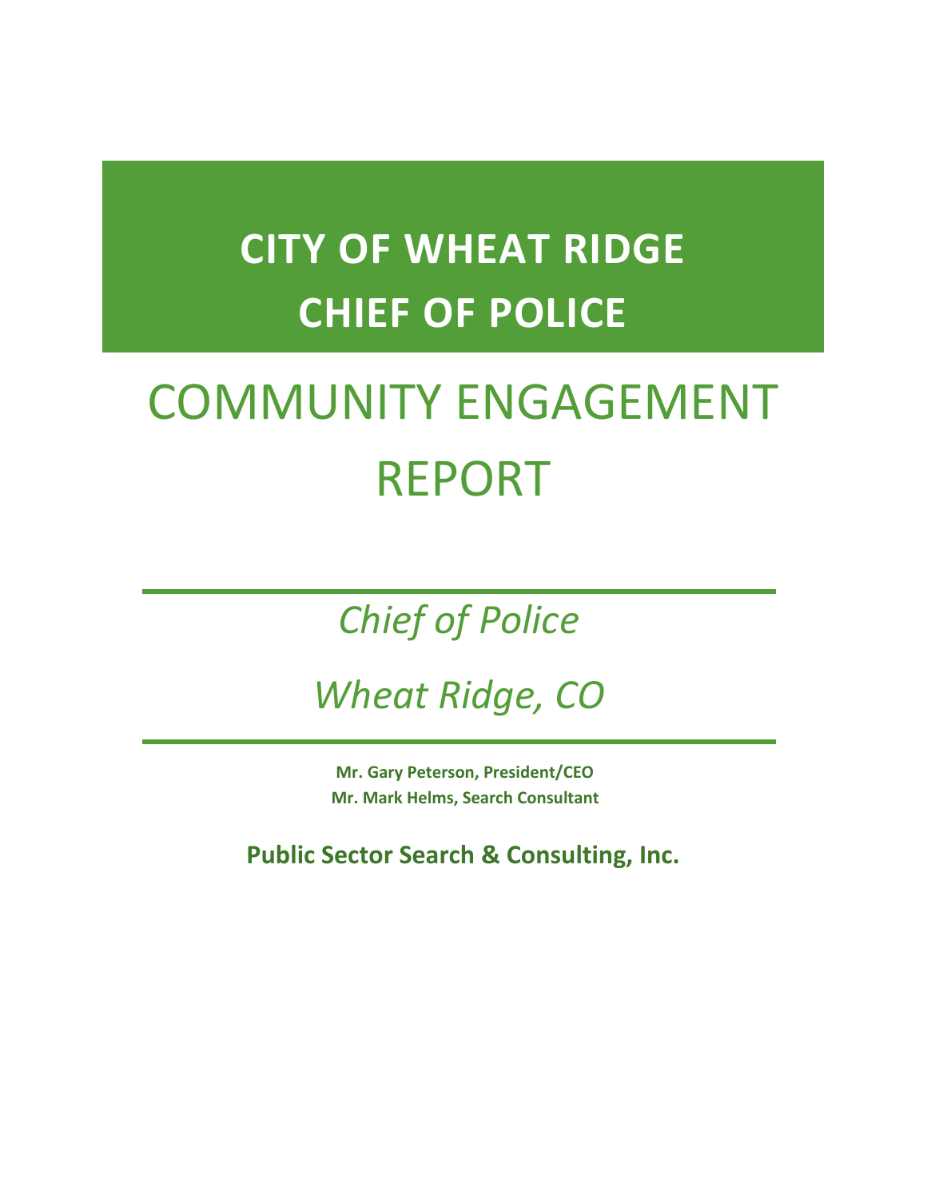# CITY OF WHEAT RIDGE CHIEF OF POLICE

# COMMUNITY ENGAGEMENT REPORT

*Chief of Police*

*Wheat Ridge, CO*

**Mr. Gary Peterson, President/CEO**
**Mr. Mark Helms, Search Consultant**

**Public Sector Search & Consulting, Inc.**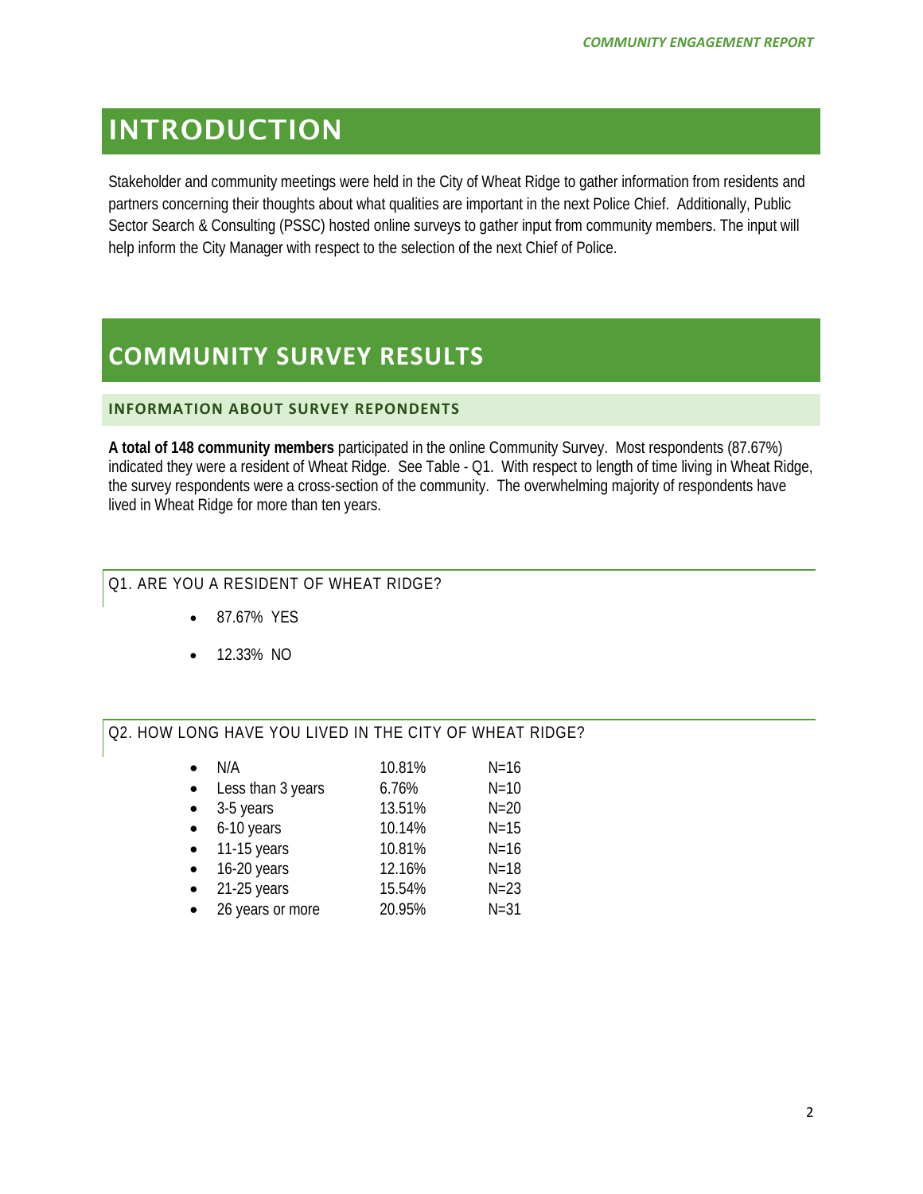# INTRODUCTION

Stakeholder and community meetings were held in the City of Wheat Ridge to gather information from residents and partners concerning their thoughts about what qualities are important in the next Police Chief. Additionally, Public Sector Search & Consulting (PSSC) hosted online surveys to gather input from community members. The input will help inform the City Manager with respect to the selection of the next Chief of Police.

# COMMUNITY SURVEY RESULTS

## INFORMATION ABOUT SURVEY REPONDENTS

**A total of 148 community members** participated in the online Community Survey. Most respondents (87.67%) indicated they were a resident of Wheat Ridge. See Table - Q1. With respect to length of time living in Wheat Ridge, the survey respondents were a cross-section of the community. The overwhelming majority of respondents have lived in Wheat Ridge for more than ten years.

### Q1. ARE YOU A RESIDENT OF WHEAT RIDGE?

- 87.67% YES
- 12.33% NO

### Q2. HOW LONG HAVE YOU LIVED IN THE CITY OF WHEAT RIDGE?

| Response | Percent | N |
|---|---|---|
| N/A | 10.81% | N=16 |
| Less than 3 years | 6.76% | N=10 |
| 3-5 years | 13.51% | N=20 |
| 6-10 years | 10.14% | N=15 |
| 11-15 years | 10.81% | N=16 |
| 16-20 years | 12.16% | N=18 |
| 21-25 years | 15.54% | N=23 |
| 26 years or more | 20.95% | N=31 |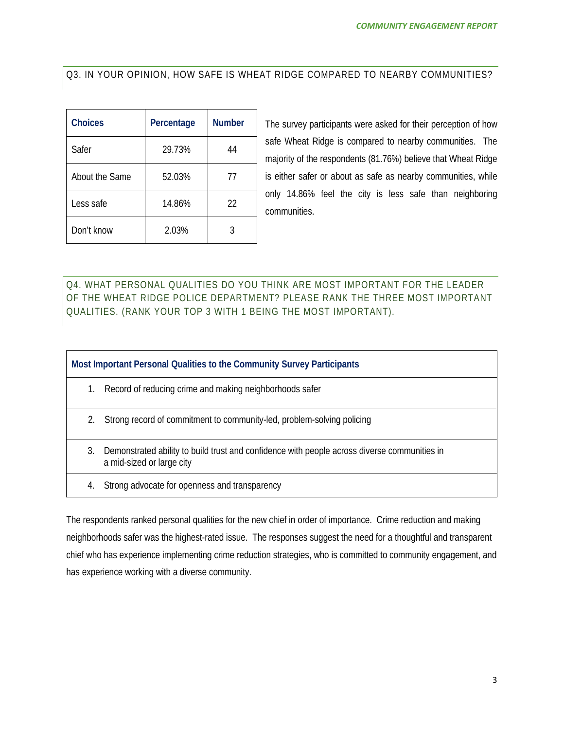## Q3. IN YOUR OPINION, HOW SAFE IS WHEAT RIDGE COMPARED TO NEARBY COMMUNITIES?

| Choices | Percentage | Number |
|---|---|---|
| Safer | 29.73% | 44 |
| About the Same | 52.03% | 77 |
| Less safe | 14.86% | 22 |
| Don't know | 2.03% | 3 |

The survey participants were asked for their perception of how safe Wheat Ridge is compared to nearby communities. The majority of the respondents (81.76%) believe that Wheat Ridge is either safer or about as safe as nearby communities, while only 14.86% feel the city is less safe than neighboring communities.

## Q4. WHAT PERSONAL QUALITIES DO YOU THINK ARE MOST IMPORTANT FOR THE LEADER OF THE WHEAT RIDGE POLICE DEPARTMENT? PLEASE RANK THE THREE MOST IMPORTANT QUALITIES. (RANK YOUR TOP 3 WITH 1 BEING THE MOST IMPORTANT).

| Most Important Personal Qualities to the Community Survey Participants |
|---|
| 1. Record of reducing crime and making neighborhoods safer |
| 2. Strong record of commitment to community-led, problem-solving policing |
| 3. Demonstrated ability to build trust and confidence with people across diverse communities in a mid-sized or large city |
| 4. Strong advocate for openness and transparency |

The respondents ranked personal qualities for the new chief in order of importance. Crime reduction and making neighborhoods safer was the highest-rated issue. The responses suggest the need for a thoughtful and transparent chief who has experience implementing crime reduction strategies, who is committed to community engagement, and has experience working with a diverse community.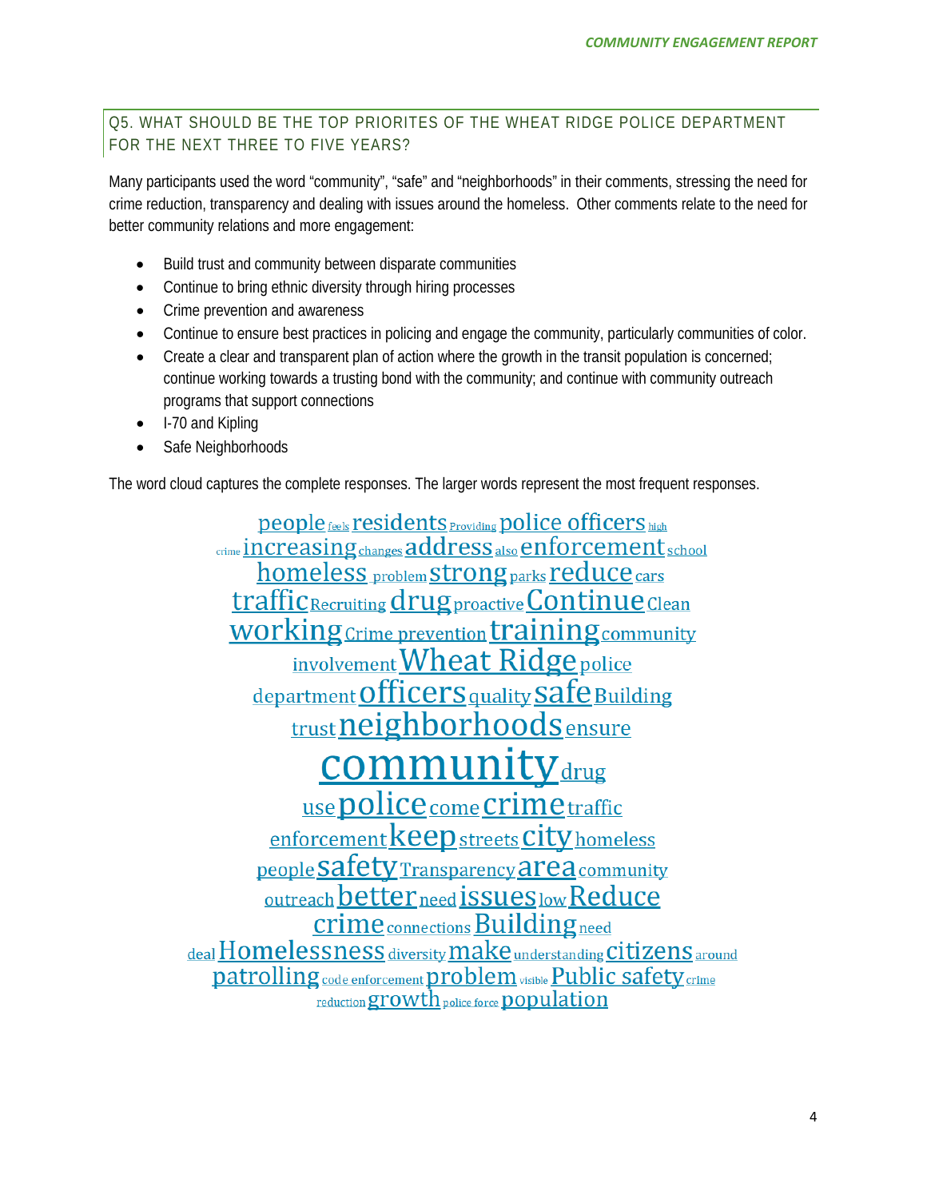## Q5. WHAT SHOULD BE THE TOP PRIORITIES OF THE WHEAT RIDGE POLICE DEPARTMENT FOR THE NEXT THREE TO FIVE YEARS?

Many participants used the word "community", "safe" and "neighborhoods" in their comments, stressing the need for crime reduction, transparency and dealing with issues around the homeless. Other comments relate to the need for better community relations and more engagement:

- Build trust and community between disparate communities
- Continue to bring ethnic diversity through hiring processes
- Crime prevention and awareness
- Continue to ensure best practices in policing and engage the community, particularly communities of color.
- Create a clear and transparent plan of action where the growth in the transit population is concerned; continue working towards a trusting bond with the community; and continue with community outreach programs that support connections
- I-70 and Kipling
- Safe Neighborhoods

The word cloud captures the complete responses. The larger words represent the most frequent responses.

people feels residents Providing police officers high
crime increasing changes address also enforcement school
homeless problem strong parks reduce cars
traffic Recruiting drug proactive Continue Clean
working Crime prevention training community
involvement Wheat Ridge police
department officers quality safe Building
trust neighborhoods ensure
community drug
use police come crime traffic
enforcement keep streets city homeless
people safety Transparency area community
outreach better need issues low Reduce
crime connections Building need
deal Homelessness diversity make understanding citizens around
patrolling code enforcement problem visible Public safety crime
reduction growth police force population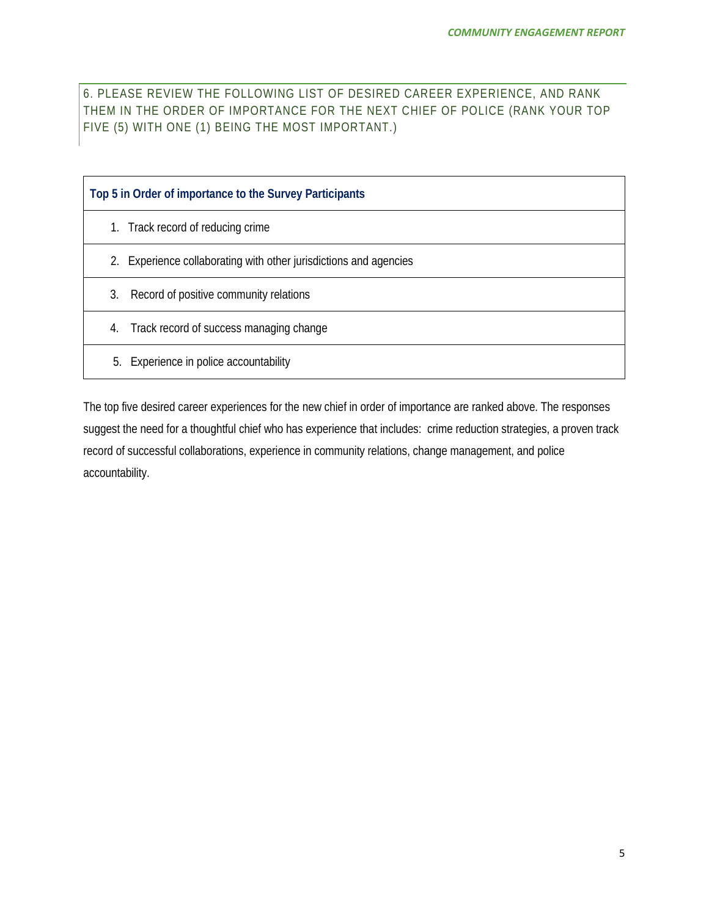## 6. PLEASE REVIEW THE FOLLOWING LIST OF DESIRED CAREER EXPERIENCE, AND RANK THEM IN THE ORDER OF IMPORTANCE FOR THE NEXT CHIEF OF POLICE (RANK YOUR TOP FIVE (5) WITH ONE (1) BEING THE MOST IMPORTANT.)

| **Top 5 in Order of importance to the Survey Participants** |
|---|
| 1. Track record of reducing crime |
| 2. Experience collaborating with other jurisdictions and agencies |
| 3. Record of positive community relations |
| 4. Track record of success managing change |
| 5. Experience in police accountability |

The top five desired career experiences for the new chief in order of importance are ranked above. The responses suggest the need for a thoughtful chief who has experience that includes: crime reduction strategies, a proven track record of successful collaborations, experience in community relations, change management, and police accountability.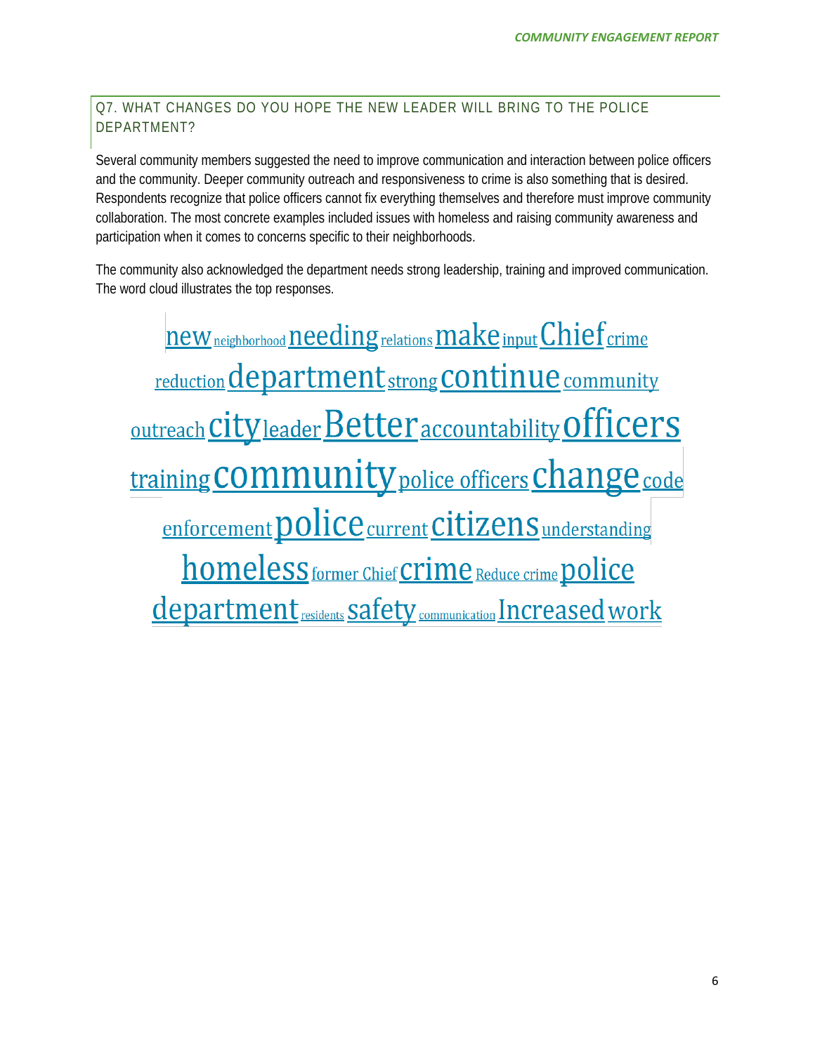## Q7. WHAT CHANGES DO YOU HOPE THE NEW LEADER WILL BRING TO THE POLICE DEPARTMENT?

Several community members suggested the need to improve communication and interaction between police officers and the community. Deeper community outreach and responsiveness to crime is also something that is desired. Respondents recognize that police officers cannot fix everything themselves and therefore must improve community collaboration. The most concrete examples included issues with homeless and raising community awareness and participation when it comes to concerns specific to their neighborhoods.

The community also acknowledged the department needs strong leadership, training and improved communication. The word cloud illustrates the top responses.

new neighborhood needing relations make input Chief crime reduction department strong continue community outreach city leader Better accountability officers training community police officers change code enforcement police current citizens understanding homeless former Chief crime Reduce crime police department residents safety communication Increased work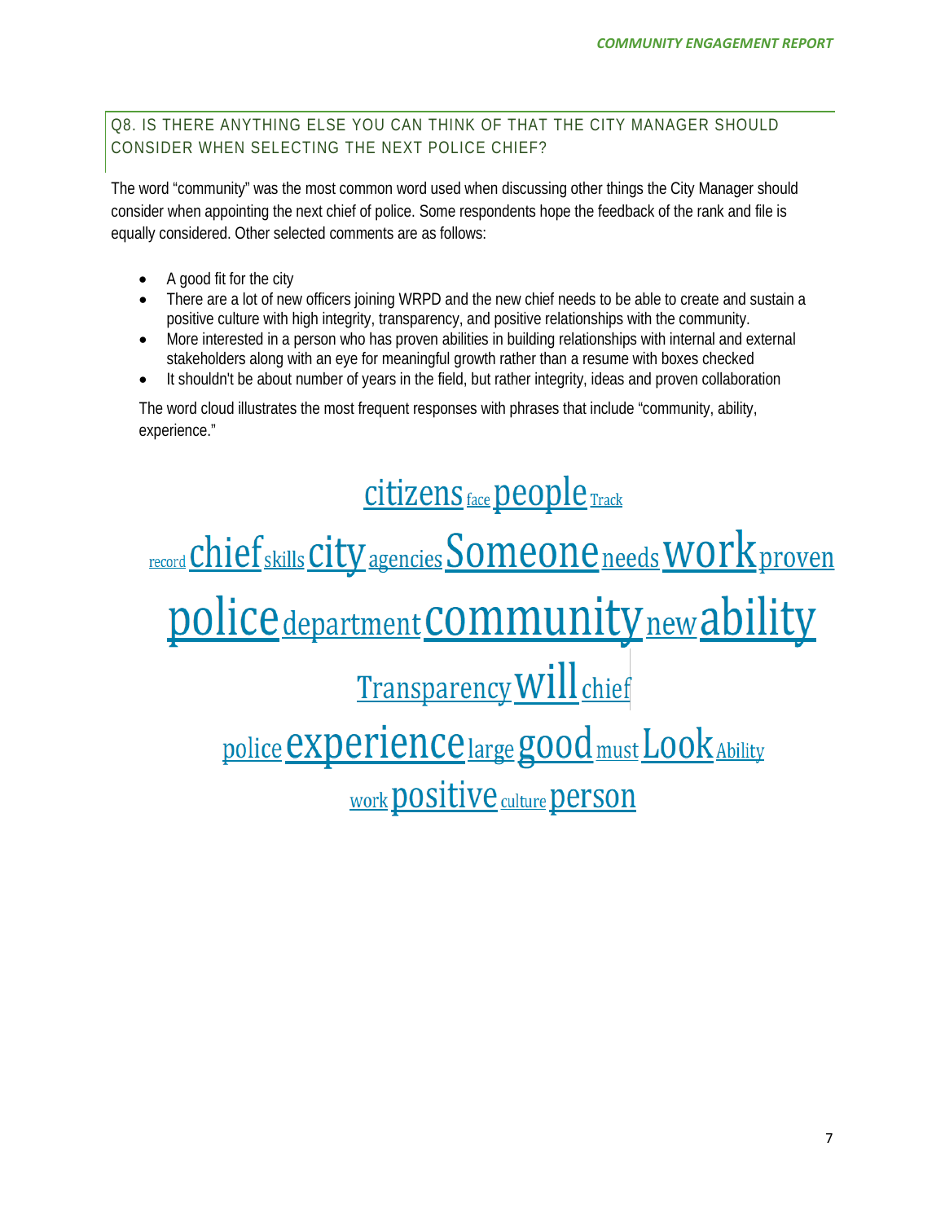## Q8. IS THERE ANYTHING ELSE YOU CAN THINK OF THAT THE CITY MANAGER SHOULD CONSIDER WHEN SELECTING THE NEXT POLICE CHIEF?

The word "community" was the most common word used when discussing other things the City Manager should consider when appointing the next chief of police. Some respondents hope the feedback of the rank and file is equally considered. Other selected comments are as follows:

- A good fit for the city
- There are a lot of new officers joining WRPD and the new chief needs to be able to create and sustain a positive culture with high integrity, transparency, and positive relationships with the community.
- More interested in a person who has proven abilities in building relationships with internal and external stakeholders along with an eye for meaningful growth rather than a resume with boxes checked
- It shouldn't be about number of years in the field, but rather integrity, ideas and proven collaboration

The word cloud illustrates the most frequent responses with phrases that include "community, ability, experience."

citizens face people Track

record chief skills city agencies Someone needs work proven

police department community new ability

Transparency will chief

police experience large good must Look Ability

work positive culture person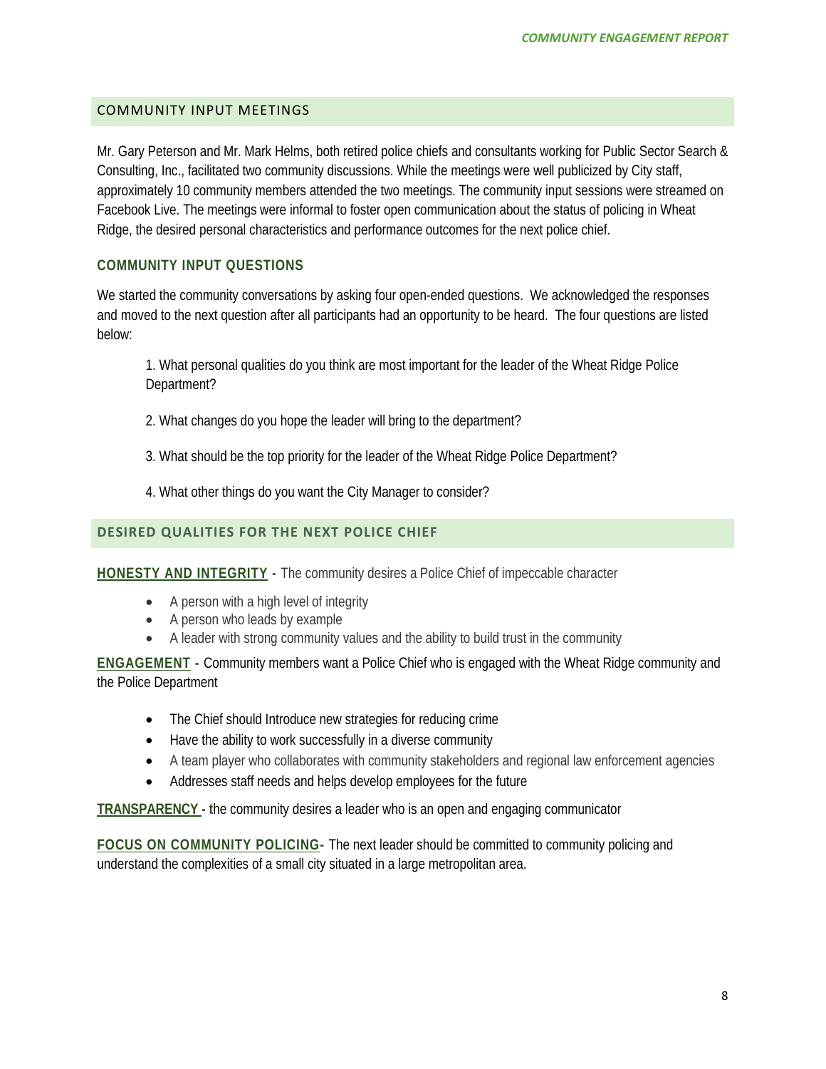## COMMUNITY INPUT MEETINGS

Mr. Gary Peterson and Mr. Mark Helms, both retired police chiefs and consultants working for Public Sector Search & Consulting, Inc., facilitated two community discussions. While the meetings were well publicized by City staff, approximately 10 community members attended the two meetings. The community input sessions were streamed on Facebook Live. The meetings were informal to foster open communication about the status of policing in Wheat Ridge, the desired personal characteristics and performance outcomes for the next police chief.

### COMMUNITY INPUT QUESTIONS

We started the community conversations by asking four open-ended questions. We acknowledged the responses and moved to the next question after all participants had an opportunity to be heard. The four questions are listed below:

1. What personal qualities do you think are most important for the leader of the Wheat Ridge Police Department?

2. What changes do you hope the leader will bring to the department?

3. What should be the top priority for the leader of the Wheat Ridge Police Department?

4. What other things do you want the City Manager to consider?

## DESIRED QUALITIES FOR THE NEXT POLICE CHIEF

**HONESTY AND INTEGRITY -** The community desires a Police Chief of impeccable character

- A person with a high level of integrity
- A person who leads by example
- A leader with strong community values and the ability to build trust in the community

**ENGAGEMENT -** Community members want a Police Chief who is engaged with the Wheat Ridge community and the Police Department

- The Chief should Introduce new strategies for reducing crime
- Have the ability to work successfully in a diverse community
- A team player who collaborates with community stakeholders and regional law enforcement agencies
- Addresses staff needs and helps develop employees for the future

**TRANSPARENCY -** the community desires a leader who is an open and engaging communicator

**FOCUS ON COMMUNITY POLICING-** The next leader should be committed to community policing and understand the complexities of a small city situated in a large metropolitan area.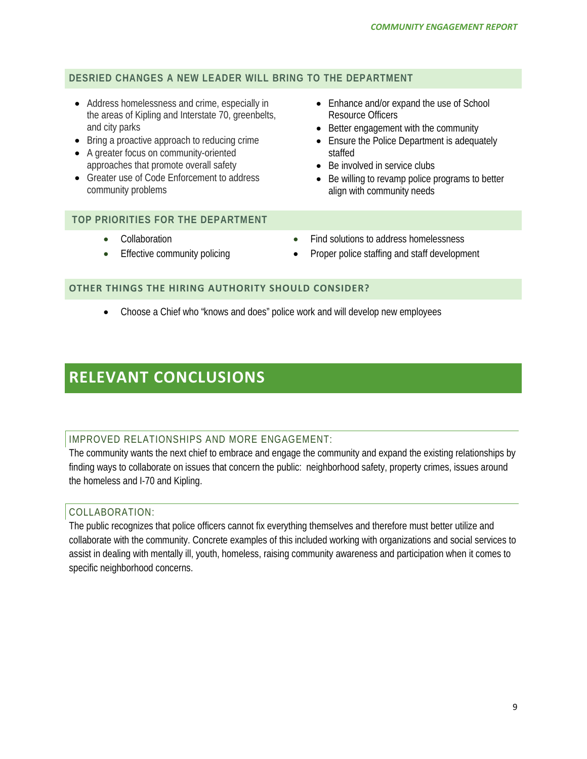## DESRIED CHANGES A NEW LEADER WILL BRING TO THE DEPARTMENT

- Address homelessness and crime, especially in the areas of Kipling and Interstate 70, greenbelts, and city parks
- Bring a proactive approach to reducing crime
- A greater focus on community-oriented approaches that promote overall safety
- Greater use of Code Enforcement to address community problems
- Enhance and/or expand the use of School Resource Officers
- Better engagement with the community
- Ensure the Police Department is adequately staffed
- Be involved in service clubs
- Be willing to revamp police programs to better align with community needs

## TOP PRIORITIES FOR THE DEPARTMENT

- Collaboration
- Effective community policing
- Find solutions to address homelessness
- Proper police staffing and staff development

## OTHER THINGS THE HIRING AUTHORITY SHOULD CONSIDER?

- Choose a Chief who "knows and does" police work and will develop new employees

# RELEVANT CONCLUSIONS

### IMPROVED RELATIONSHIPS AND MORE ENGAGEMENT:

The community wants the next chief to embrace and engage the community and expand the existing relationships by finding ways to collaborate on issues that concern the public: neighborhood safety, property crimes, issues around the homeless and I-70 and Kipling.

### COLLABORATION:

The public recognizes that police officers cannot fix everything themselves and therefore must better utilize and collaborate with the community. Concrete examples of this included working with organizations and social services to assist in dealing with mentally ill, youth, homeless, raising community awareness and participation when it comes to specific neighborhood concerns.